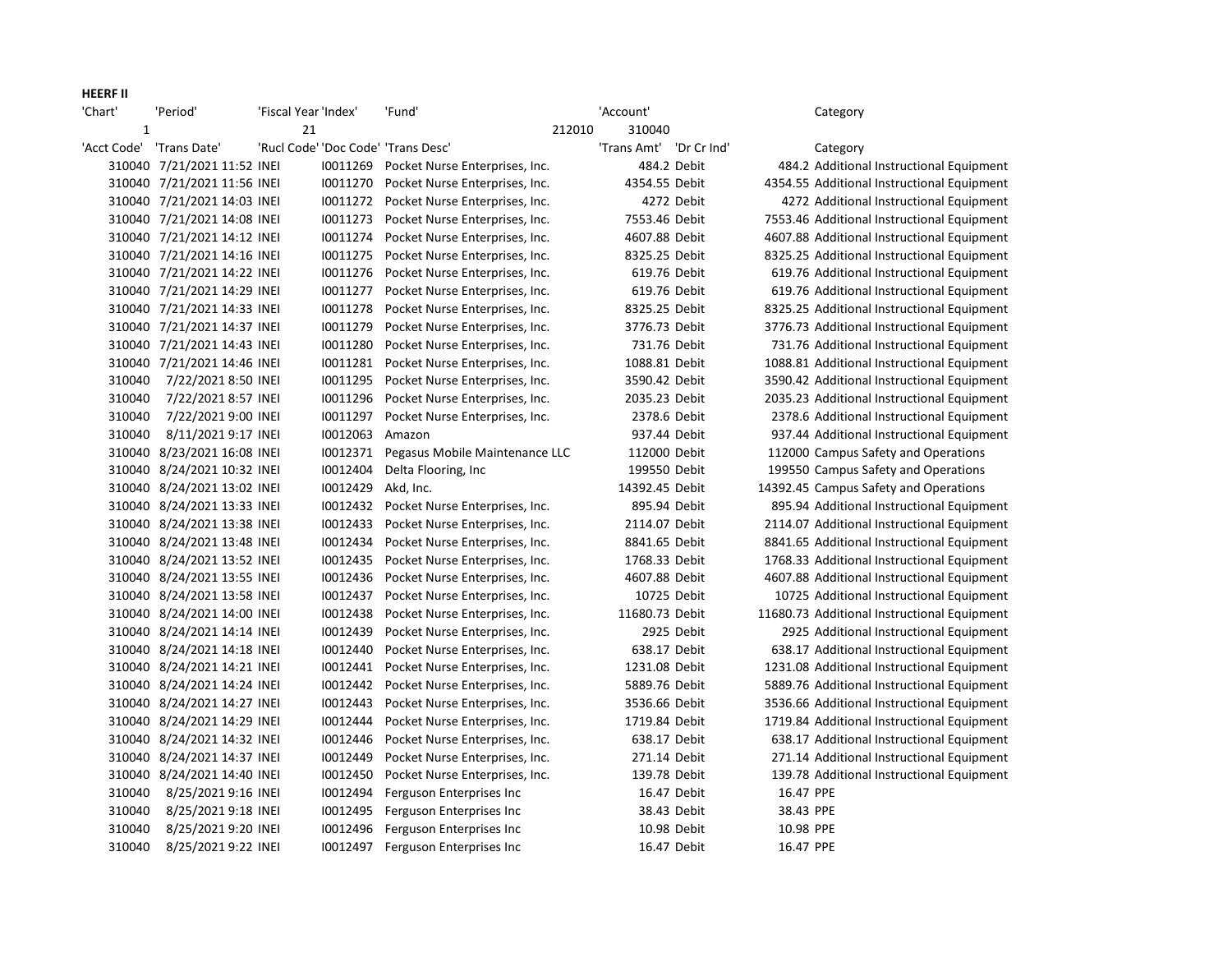**HEERF II**

| 'Chart' | 'Period' | 'Fiscal Year | 'Index' | 'Fund' | | 'Account' | | | Category |
|---|---|---|---|---|---|---|---|---|---|
| 1 | | 21 | | | 212010 | 310040 | | | |
| 'Acct Code' | 'Trans Date' | 'Rucl Code' | 'Doc Code' | 'Trans Desc' | | 'Trans Amt' | 'Dr Cr Ind' | | Category |
| 310040 | 7/21/2021 11:52 | INEI | I0011269 | Pocket Nurse Enterprises, Inc. | | 484.2 | Debit | 484.2 | Additional Instructional Equipment |
| 310040 | 7/21/2021 11:56 | INEI | I0011270 | Pocket Nurse Enterprises, Inc. | | 4354.55 | Debit | 4354.55 | Additional Instructional Equipment |
| 310040 | 7/21/2021 14:03 | INEI | I0011272 | Pocket Nurse Enterprises, Inc. | | 4272 | Debit | 4272 | Additional Instructional Equipment |
| 310040 | 7/21/2021 14:08 | INEI | I0011273 | Pocket Nurse Enterprises, Inc. | | 7553.46 | Debit | 7553.46 | Additional Instructional Equipment |
| 310040 | 7/21/2021 14:12 | INEI | I0011274 | Pocket Nurse Enterprises, Inc. | | 4607.88 | Debit | 4607.88 | Additional Instructional Equipment |
| 310040 | 7/21/2021 14:16 | INEI | I0011275 | Pocket Nurse Enterprises, Inc. | | 8325.25 | Debit | 8325.25 | Additional Instructional Equipment |
| 310040 | 7/21/2021 14:22 | INEI | I0011276 | Pocket Nurse Enterprises, Inc. | | 619.76 | Debit | 619.76 | Additional Instructional Equipment |
| 310040 | 7/21/2021 14:29 | INEI | I0011277 | Pocket Nurse Enterprises, Inc. | | 619.76 | Debit | 619.76 | Additional Instructional Equipment |
| 310040 | 7/21/2021 14:33 | INEI | I0011278 | Pocket Nurse Enterprises, Inc. | | 8325.25 | Debit | 8325.25 | Additional Instructional Equipment |
| 310040 | 7/21/2021 14:37 | INEI | I0011279 | Pocket Nurse Enterprises, Inc. | | 3776.73 | Debit | 3776.73 | Additional Instructional Equipment |
| 310040 | 7/21/2021 14:43 | INEI | I0011280 | Pocket Nurse Enterprises, Inc. | | 731.76 | Debit | 731.76 | Additional Instructional Equipment |
| 310040 | 7/21/2021 14:46 | INEI | I0011281 | Pocket Nurse Enterprises, Inc. | | 1088.81 | Debit | 1088.81 | Additional Instructional Equipment |
| 310040 | 7/22/2021 8:50 | INEI | I0011295 | Pocket Nurse Enterprises, Inc. | | 3590.42 | Debit | 3590.42 | Additional Instructional Equipment |
| 310040 | 7/22/2021 8:57 | INEI | I0011296 | Pocket Nurse Enterprises, Inc. | | 2035.23 | Debit | 2035.23 | Additional Instructional Equipment |
| 310040 | 7/22/2021 9:00 | INEI | I0011297 | Pocket Nurse Enterprises, Inc. | | 2378.6 | Debit | 2378.6 | Additional Instructional Equipment |
| 310040 | 8/11/2021 9:17 | INEI | I0012063 | Amazon | | 937.44 | Debit | 937.44 | Additional Instructional Equipment |
| 310040 | 8/23/2021 16:08 | INEI | I0012371 | Pegasus Mobile Maintenance LLC | | 112000 | Debit | 112000 | Campus Safety and Operations |
| 310040 | 8/24/2021 10:32 | INEI | I0012404 | Delta Flooring, Inc | | 199550 | Debit | 199550 | Campus Safety and Operations |
| 310040 | 8/24/2021 13:02 | INEI | I0012429 | Akd, Inc. | | 14392.45 | Debit | 14392.45 | Campus Safety and Operations |
| 310040 | 8/24/2021 13:33 | INEI | I0012432 | Pocket Nurse Enterprises, Inc. | | 895.94 | Debit | 895.94 | Additional Instructional Equipment |
| 310040 | 8/24/2021 13:38 | INEI | I0012433 | Pocket Nurse Enterprises, Inc. | | 2114.07 | Debit | 2114.07 | Additional Instructional Equipment |
| 310040 | 8/24/2021 13:48 | INEI | I0012434 | Pocket Nurse Enterprises, Inc. | | 8841.65 | Debit | 8841.65 | Additional Instructional Equipment |
| 310040 | 8/24/2021 13:52 | INEI | I0012435 | Pocket Nurse Enterprises, Inc. | | 1768.33 | Debit | 1768.33 | Additional Instructional Equipment |
| 310040 | 8/24/2021 13:55 | INEI | I0012436 | Pocket Nurse Enterprises, Inc. | | 4607.88 | Debit | 4607.88 | Additional Instructional Equipment |
| 310040 | 8/24/2021 13:58 | INEI | I0012437 | Pocket Nurse Enterprises, Inc. | | 10725 | Debit | 10725 | Additional Instructional Equipment |
| 310040 | 8/24/2021 14:00 | INEI | I0012438 | Pocket Nurse Enterprises, Inc. | | 11680.73 | Debit | 11680.73 | Additional Instructional Equipment |
| 310040 | 8/24/2021 14:14 | INEI | I0012439 | Pocket Nurse Enterprises, Inc. | | 2925 | Debit | 2925 | Additional Instructional Equipment |
| 310040 | 8/24/2021 14:18 | INEI | I0012440 | Pocket Nurse Enterprises, Inc. | | 638.17 | Debit | 638.17 | Additional Instructional Equipment |
| 310040 | 8/24/2021 14:21 | INEI | I0012441 | Pocket Nurse Enterprises, Inc. | | 1231.08 | Debit | 1231.08 | Additional Instructional Equipment |
| 310040 | 8/24/2021 14:24 | INEI | I0012442 | Pocket Nurse Enterprises, Inc. | | 5889.76 | Debit | 5889.76 | Additional Instructional Equipment |
| 310040 | 8/24/2021 14:27 | INEI | I0012443 | Pocket Nurse Enterprises, Inc. | | 3536.66 | Debit | 3536.66 | Additional Instructional Equipment |
| 310040 | 8/24/2021 14:29 | INEI | I0012444 | Pocket Nurse Enterprises, Inc. | | 1719.84 | Debit | 1719.84 | Additional Instructional Equipment |
| 310040 | 8/24/2021 14:32 | INEI | I0012446 | Pocket Nurse Enterprises, Inc. | | 638.17 | Debit | 638.17 | Additional Instructional Equipment |
| 310040 | 8/24/2021 14:37 | INEI | I0012449 | Pocket Nurse Enterprises, Inc. | | 271.14 | Debit | 271.14 | Additional Instructional Equipment |
| 310040 | 8/24/2021 14:40 | INEI | I0012450 | Pocket Nurse Enterprises, Inc. | | 139.78 | Debit | 139.78 | Additional Instructional Equipment |
| 310040 | 8/25/2021 9:16 | INEI | I0012494 | Ferguson Enterprises Inc | | 16.47 | Debit | 16.47 | PPE |
| 310040 | 8/25/2021 9:18 | INEI | I0012495 | Ferguson Enterprises Inc | | 38.43 | Debit | 38.43 | PPE |
| 310040 | 8/25/2021 9:20 | INEI | I0012496 | Ferguson Enterprises Inc | | 10.98 | Debit | 10.98 | PPE |
| 310040 | 8/25/2021 9:22 | INEI | I0012497 | Ferguson Enterprises Inc | | 16.47 | Debit | 16.47 | PPE |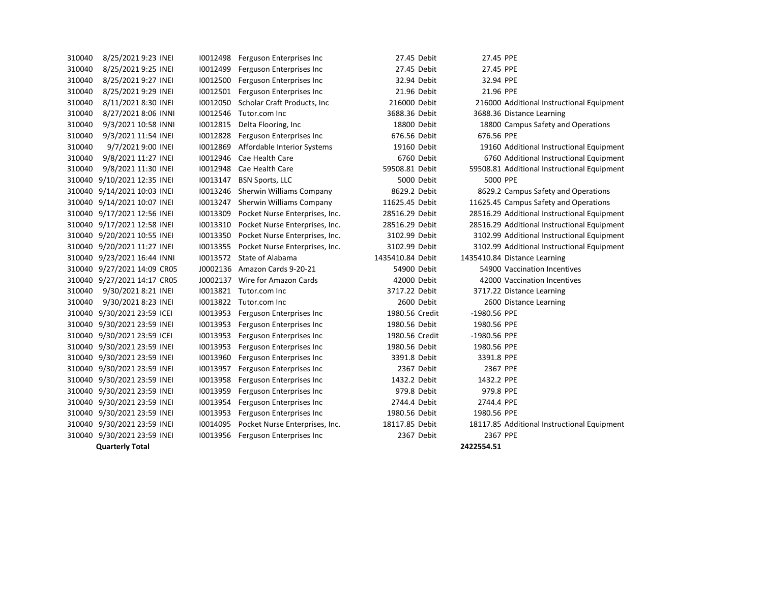| | | | | | | | | |
|---|---|---|---|---|---|---|---|---|
| 310040 | 8/25/2021 9:23 | INEI | I0012498 | Ferguson Enterprises Inc | 27.45 | Debit | 27.45 | PPE |
| 310040 | 8/25/2021 9:25 | INEI | I0012499 | Ferguson Enterprises Inc | 27.45 | Debit | 27.45 | PPE |
| 310040 | 8/25/2021 9:27 | INEI | I0012500 | Ferguson Enterprises Inc | 32.94 | Debit | 32.94 | PPE |
| 310040 | 8/25/2021 9:29 | INEI | I0012501 | Ferguson Enterprises Inc | 21.96 | Debit | 21.96 | PPE |
| 310040 | 8/11/2021 8:30 | INEI | I0012050 | Scholar Craft Products, Inc | 216000 | Debit | 216000 | Additional Instructional Equipment |
| 310040 | 8/27/2021 8:06 | INNI | I0012546 | Tutor.com Inc | 3688.36 | Debit | 3688.36 | Distance Learning |
| 310040 | 9/3/2021 10:58 | INNI | I0012815 | Delta Flooring, Inc | 18800 | Debit | 18800 | Campus Safety and Operations |
| 310040 | 9/3/2021 11:54 | INEI | I0012828 | Ferguson Enterprises Inc | 676.56 | Debit | 676.56 | PPE |
| 310040 | 9/7/2021 9:00 | INEI | I0012869 | Affordable Interior Systems | 19160 | Debit | 19160 | Additional Instructional Equipment |
| 310040 | 9/8/2021 11:27 | INEI | I0012946 | Cae Health Care | 6760 | Debit | 6760 | Additional Instructional Equipment |
| 310040 | 9/8/2021 11:30 | INEI | I0012948 | Cae Health Care | 59508.81 | Debit | 59508.81 | Additional Instructional Equipment |
| 310040 | 9/10/2021 12:35 | INEI | I0013147 | BSN Sports, LLC | 5000 | Debit | 5000 | PPE |
| 310040 | 9/14/2021 10:03 | INEI | I0013246 | Sherwin Williams Company | 8629.2 | Debit | 8629.2 | Campus Safety and Operations |
| 310040 | 9/14/2021 10:07 | INEI | I0013247 | Sherwin Williams Company | 11625.45 | Debit | 11625.45 | Campus Safety and Operations |
| 310040 | 9/17/2021 12:56 | INEI | I0013309 | Pocket Nurse Enterprises, Inc. | 28516.29 | Debit | 28516.29 | Additional Instructional Equipment |
| 310040 | 9/17/2021 12:58 | INEI | I0013310 | Pocket Nurse Enterprises, Inc. | 28516.29 | Debit | 28516.29 | Additional Instructional Equipment |
| 310040 | 9/20/2021 10:55 | INEI | I0013350 | Pocket Nurse Enterprises, Inc. | 3102.99 | Debit | 3102.99 | Additional Instructional Equipment |
| 310040 | 9/20/2021 11:27 | INEI | I0013355 | Pocket Nurse Enterprises, Inc. | 3102.99 | Debit | 3102.99 | Additional Instructional Equipment |
| 310040 | 9/23/2021 16:44 | INNI | I0013572 | State of Alabama | 1435410.84 | Debit | 1435410.84 | Distance Learning |
| 310040 | 9/27/2021 14:09 | CR05 | J0002136 | Amazon Cards 9-20-21 | 54900 | Debit | 54900 | Vaccination Incentives |
| 310040 | 9/27/2021 14:17 | CR05 | J0002137 | Wire for Amazon Cards | 42000 | Debit | 42000 | Vaccination Incentives |
| 310040 | 9/30/2021 8:21 | INEI | I0013821 | Tutor.com Inc | 3717.22 | Debit | 3717.22 | Distance Learning |
| 310040 | 9/30/2021 8:23 | INEI | I0013822 | Tutor.com Inc | 2600 | Debit | 2600 | Distance Learning |
| 310040 | 9/30/2021 23:59 | ICEI | I0013953 | Ferguson Enterprises Inc | 1980.56 | Credit | -1980.56 | PPE |
| 310040 | 9/30/2021 23:59 | INEI | I0013953 | Ferguson Enterprises Inc | 1980.56 | Debit | 1980.56 | PPE |
| 310040 | 9/30/2021 23:59 | ICEI | I0013953 | Ferguson Enterprises Inc | 1980.56 | Credit | -1980.56 | PPE |
| 310040 | 9/30/2021 23:59 | INEI | I0013953 | Ferguson Enterprises Inc | 1980.56 | Debit | 1980.56 | PPE |
| 310040 | 9/30/2021 23:59 | INEI | I0013960 | Ferguson Enterprises Inc | 3391.8 | Debit | 3391.8 | PPE |
| 310040 | 9/30/2021 23:59 | INEI | I0013957 | Ferguson Enterprises Inc | 2367 | Debit | 2367 | PPE |
| 310040 | 9/30/2021 23:59 | INEI | I0013958 | Ferguson Enterprises Inc | 1432.2 | Debit | 1432.2 | PPE |
| 310040 | 9/30/2021 23:59 | INEI | I0013959 | Ferguson Enterprises Inc | 979.8 | Debit | 979.8 | PPE |
| 310040 | 9/30/2021 23:59 | INEI | I0013954 | Ferguson Enterprises Inc | 2744.4 | Debit | 2744.4 | PPE |
| 310040 | 9/30/2021 23:59 | INEI | I0013953 | Ferguson Enterprises Inc | 1980.56 | Debit | 1980.56 | PPE |
| 310040 | 9/30/2021 23:59 | INEI | I0014095 | Pocket Nurse Enterprises, Inc. | 18117.85 | Debit | 18117.85 | Additional Instructional Equipment |
| 310040 | 9/30/2021 23:59 | INEI | I0013956 | Ferguson Enterprises Inc | 2367 | Debit | 2367 | PPE |
| | **Quarterly Total** | | | | | | **2422554.51** | |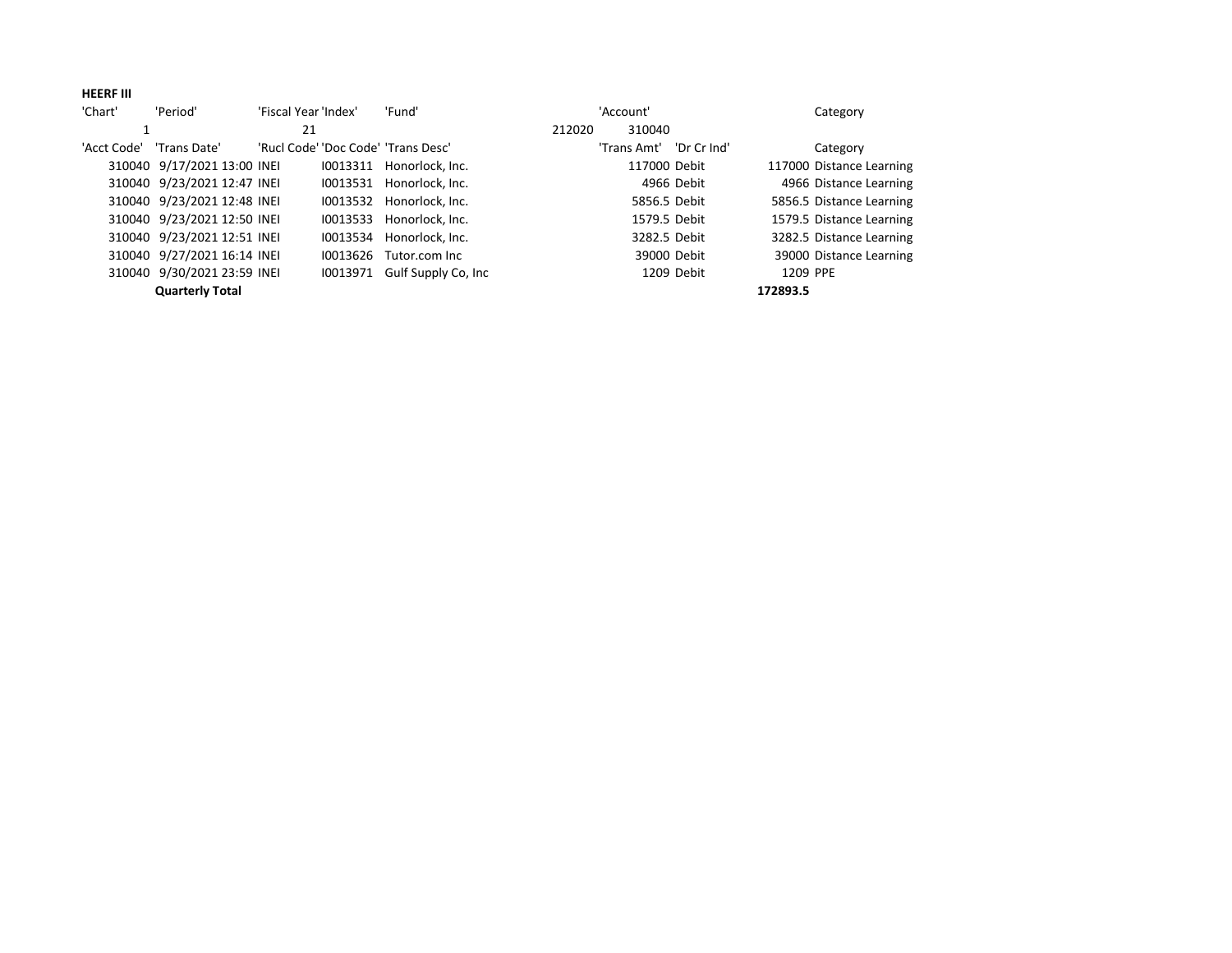**HEERF III**

| 'Chart' | 'Period' | 'Fiscal Year' | 'Index' | 'Fund' | | 'Account' | | | Category |
|---|---|---|---|---|---|---|---|---|---|
| 1 | | 21 | | | 212020 | 310040 | | | |
| 'Acct Code' | 'Trans Date' | 'Rucl Code' | 'Doc Code' | 'Trans Desc' | | 'Trans Amt' | 'Dr Cr Ind' | | Category |
| 310040 | 9/17/2021 13:00 | INEI | I0013311 | Honorlock, Inc. | | 117000 | Debit | 117000 | Distance Learning |
| 310040 | 9/23/2021 12:47 | INEI | I0013531 | Honorlock, Inc. | | 4966 | Debit | 4966 | Distance Learning |
| 310040 | 9/23/2021 12:48 | INEI | I0013532 | Honorlock, Inc. | | 5856.5 | Debit | 5856.5 | Distance Learning |
| 310040 | 9/23/2021 12:50 | INEI | I0013533 | Honorlock, Inc. | | 1579.5 | Debit | 1579.5 | Distance Learning |
| 310040 | 9/23/2021 12:51 | INEI | I0013534 | Honorlock, Inc. | | 3282.5 | Debit | 3282.5 | Distance Learning |
| 310040 | 9/27/2021 16:14 | INEI | I0013626 | Tutor.com Inc | | 39000 | Debit | 39000 | Distance Learning |
| 310040 | 9/30/2021 23:59 | INEI | I0013971 | Gulf Supply Co, Inc | | 1209 | Debit | 1209 | PPE |
| | **Quarterly Total** | | | | | | | **172893.5** | |